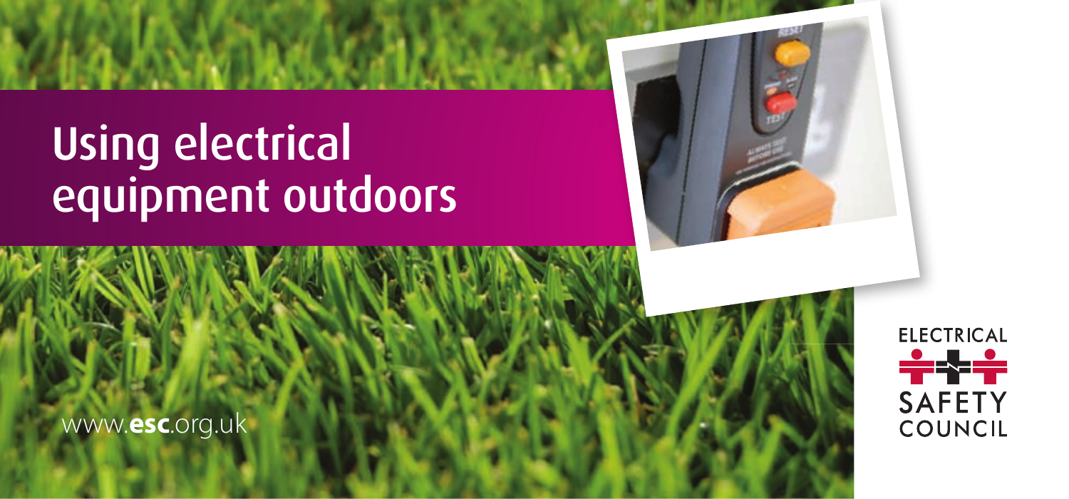# Using electrical equipment outdoors

www.esc.org.uk

ELECTRICAL SAFETY COUNCIL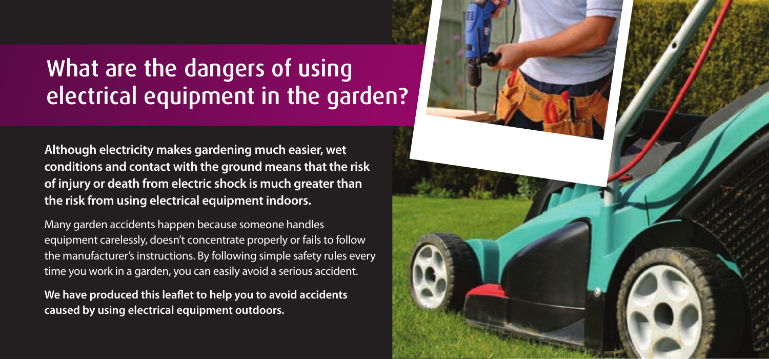# What are the dangers of using electrical equipment in the garden?

**Although electricity makes gardening much easier, wet conditions and contact with the ground means that the risk of injury or death from electric shock is much greater than the risk from using electrical equipment indoors.**

Many garden accidents happen because someone handles equipment carelessly, doesn't concentrate properly or fails to follow the manufacturer's instructions. By following simple safety rules every time you work in a garden, you can easily avoid a serious accident.

**We have produced this leaflet to help you to avoid accidents caused by using electrical equipment outdoors.**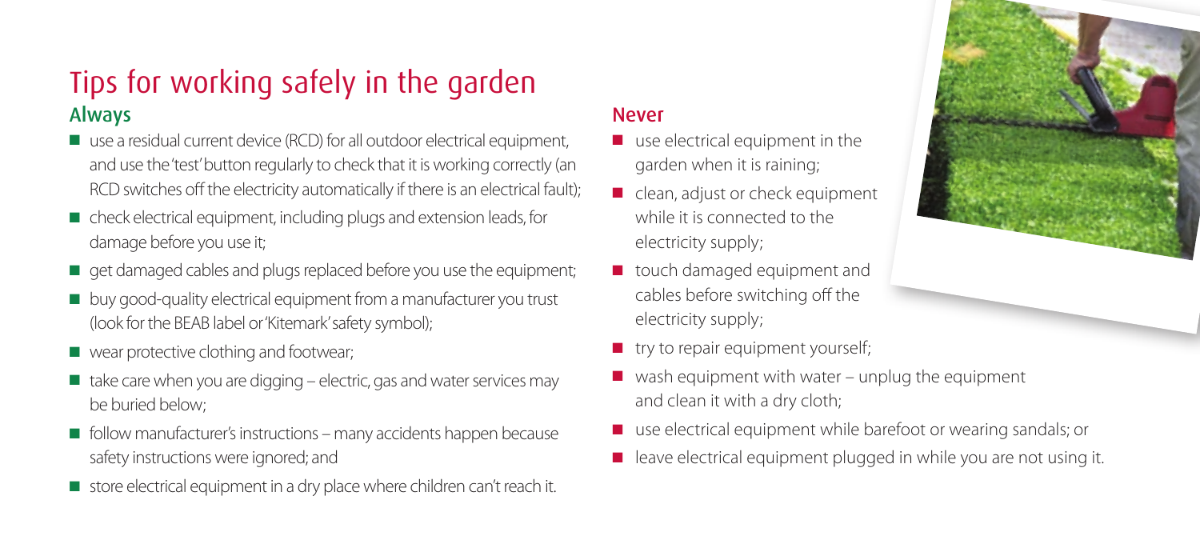# Tips for working safely in the garden

## Always

- use a residual current device (RCD) for all outdoor electrical equipment, and use the 'test' button regularly to check that it is working correctly (an RCD switches off the electricity automatically if there is an electrical fault);
- check electrical equipment, including plugs and extension leads, for damage before you use it;
- get damaged cables and plugs replaced before you use the equipment;
- buy good-quality electrical equipment from a manufacturer you trust (look for the BEAB label or 'Kitemark' safety symbol);
- wear protective clothing and footwear;
- take care when you are digging – electric, gas and water services may be buried below;
- follow manufacturer's instructions – many accidents happen because safety instructions were ignored; and
- store electrical equipment in a dry place where children can't reach it.

## Never

- use electrical equipment in the garden when it is raining;
- clean, adjust or check equipment while it is connected to the electricity supply;
- touch damaged equipment and cables before switching off the electricity supply;
- try to repair equipment yourself;
- wash equipment with water – unplug the equipment and clean it with a dry cloth;
- use electrical equipment while barefoot or wearing sandals; or
- leave electrical equipment plugged in while you are not using it.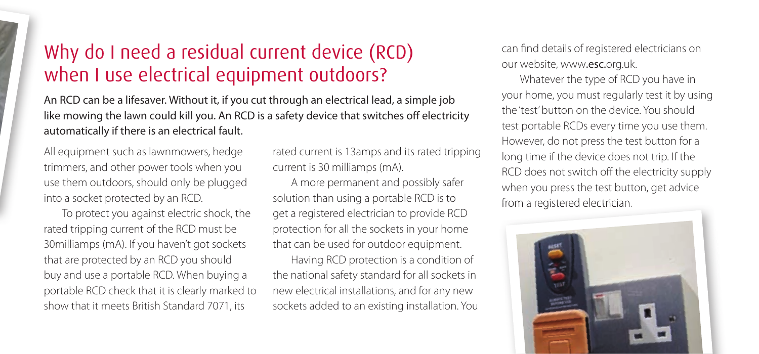## Why do I need a residual current device (RCD) when I use electrical equipment outdoors?

**An RCD can be a lifesaver. Without it, if you cut through an electrical lead, a simple job like mowing the lawn could kill you. An RCD is a safety device that switches off electricity automatically if there is an electrical fault.**

All equipment such as lawnmowers, hedge trimmers, and other power tools when you use them outdoors, should only be plugged into a socket protected by an RCD.

To protect you against electric shock, the rated tripping current of the RCD must be 30milliamps (mA). If you haven't got sockets that are protected by an RCD you should buy and use a portable RCD. When buying a portable RCD check that it is clearly marked to show that it meets British Standard 7071, its rated current is 13amps and its rated tripping current is 30 milliamps (mA).

A more permanent and possibly safer solution than using a portable RCD is to get a registered electrician to provide RCD protection for all the sockets in your home that can be used for outdoor equipment.

Having RCD protection is a condition of the national safety standard for all sockets in new electrical installations, and for any new sockets added to an existing installation. You can find details of registered electricians on our website, www.**esc.**org.uk.

Whatever the type of RCD you have in your home, you must regularly test it by using the 'test' button on the device. You should test portable RCDs every time you use them. However, do not press the test button for a long time if the device does not trip. If the RCD does not switch off the electricity supply when you press the test button, get advice from a registered electrician.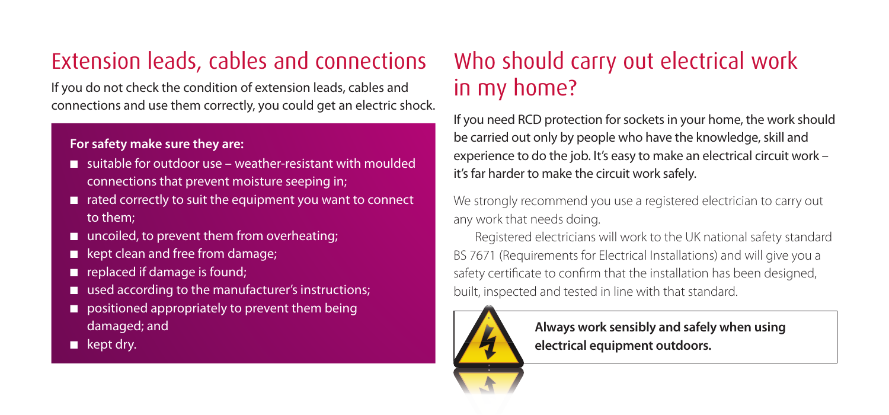## Extension leads, cables and connections

If you do not check the condition of extension leads, cables and connections and use them correctly, you could get an electric shock.

**For safety make sure they are:**

- suitable for outdoor use – weather-resistant with moulded connections that prevent moisture seeping in;
- rated correctly to suit the equipment you want to connect to them;
- uncoiled, to prevent them from overheating;
- kept clean and free from damage;
- replaced if damage is found;
- used according to the manufacturer's instructions;
- positioned appropriately to prevent them being damaged; and
- kept dry.

## Who should carry out electrical work in my home?

If you need RCD protection for sockets in your home, the work should be carried out only by people who have the knowledge, skill and experience to do the job. It's easy to make an electrical circuit work – it's far harder to make the circuit work safely.

We strongly recommend you use a registered electrician to carry out any work that needs doing.

Registered electricians will work to the UK national safety standard BS 7671 (Requirements for Electrical Installations) and will give you a safety certificate to confirm that the installation has been designed, built, inspected and tested in line with that standard.

**Always work sensibly and safely when using electrical equipment outdoors.**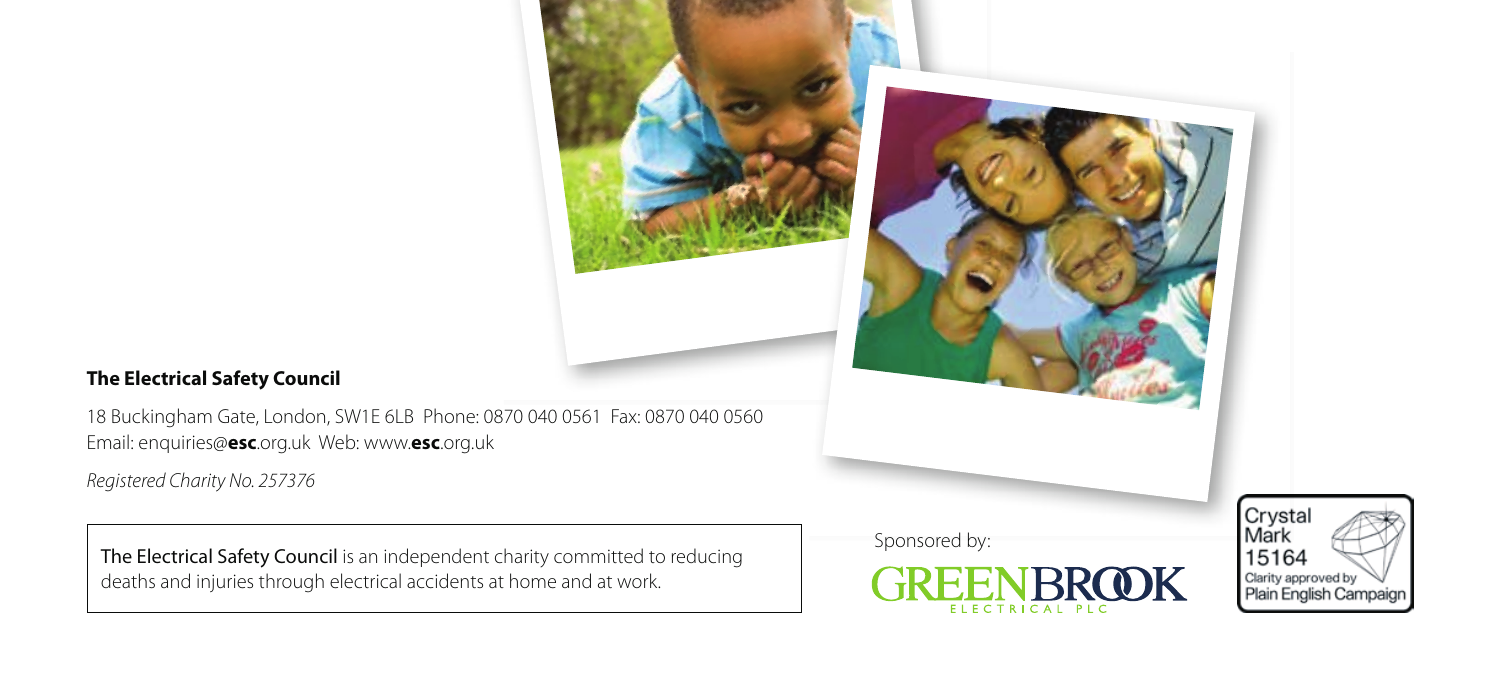**The Electrical Safety Council**

18 Buckingham Gate, London, SW1E 6LB Phone: 0870 040 0561 Fax: 0870 040 0560
Email: enquiries@**esc**.org.uk Web: www.**esc**.org.uk

*Registered Charity No. 257376*

The Electrical Safety Council is an independent charity committed to reducing deaths and injuries through electrical accidents at home and at work.

Sponsored by:

GREENBROOK ELECTRICAL PLC

Crystal Mark 15164
Clarity approved by Plain English Campaign